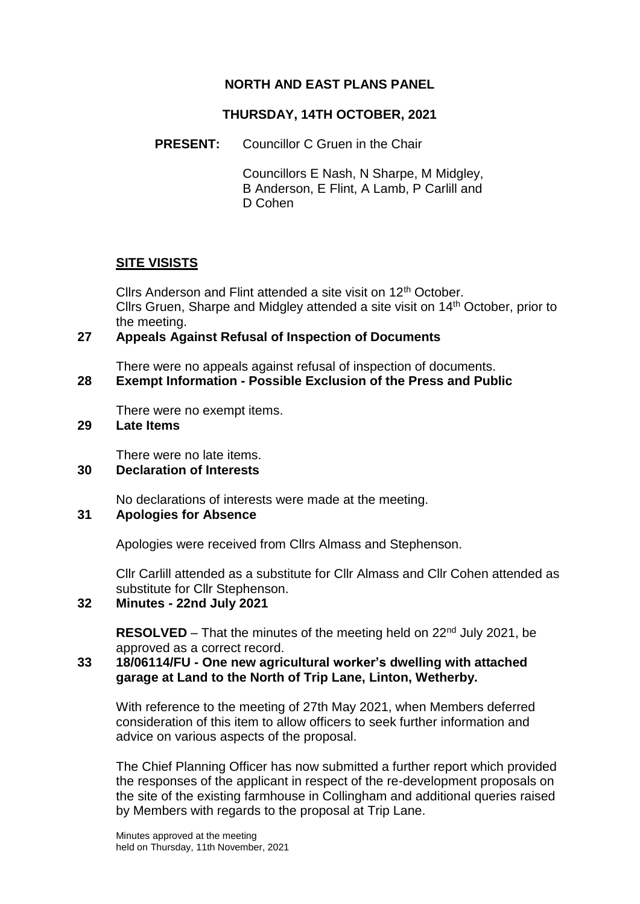# NORTH AND EAST PLANS PANEL

## THURSDAY, 14TH OCTOBER, 2021

**PRESENT:** Councillor C Gruen in the Chair

Councillors E Nash, N Sharpe, M Midgley, B Anderson, E Flint, A Lamb, P Carlill and D Cohen

## SITE VISISTS

Cllrs Anderson and Flint attended a site visit on 12th October.
Cllrs Gruen, Sharpe and Midgley attended a site visit on 14th October, prior to the meeting.

### 27 Appeals Against Refusal of Inspection of Documents

There were no appeals against refusal of inspection of documents.

### 28 Exempt Information - Possible Exclusion of the Press and Public

There were no exempt items.

### 29 Late Items

There were no late items.

### 30 Declaration of Interests

No declarations of interests were made at the meeting.

### 31 Apologies for Absence

Apologies were received from Cllrs Almass and Stephenson.

Cllr Carlill attended as a substitute for Cllr Almass and Cllr Cohen attended as substitute for Cllr Stephenson.

### 32 Minutes - 22nd July 2021

**RESOLVED** – That the minutes of the meeting held on 22nd July 2021, be approved as a correct record.

### 33 18/06114/FU - One new agricultural worker's dwelling with attached garage at Land to the North of Trip Lane, Linton, Wetherby.

With reference to the meeting of 27th May 2021, when Members deferred consideration of this item to allow officers to seek further information and advice on various aspects of the proposal.

The Chief Planning Officer has now submitted a further report which provided the responses of the applicant in respect of the re-development proposals on the site of the existing farmhouse in Collingham and additional queries raised by Members with regards to the proposal at Trip Lane.

Minutes approved at the meeting
held on Thursday, 11th November, 2021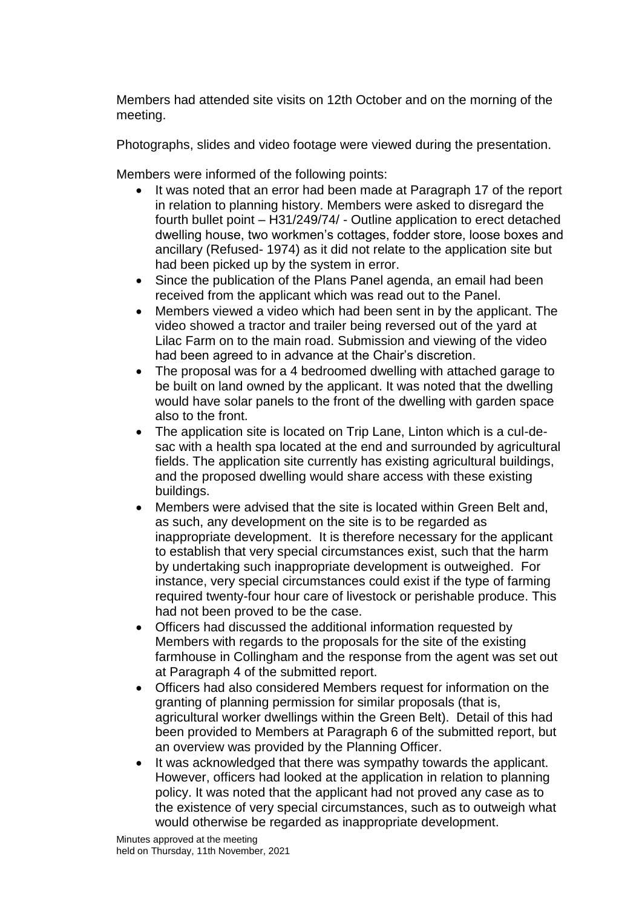Members had attended site visits on 12th October and on the morning of the meeting.

Photographs, slides and video footage were viewed during the presentation.

Members were informed of the following points:

- It was noted that an error had been made at Paragraph 17 of the report in relation to planning history. Members were asked to disregard the fourth bullet point – H31/249/74/ - Outline application to erect detached dwelling house, two workmen's cottages, fodder store, loose boxes and ancillary (Refused- 1974) as it did not relate to the application site but had been picked up by the system in error.
- Since the publication of the Plans Panel agenda, an email had been received from the applicant which was read out to the Panel.
- Members viewed a video which had been sent in by the applicant. The video showed a tractor and trailer being reversed out of the yard at Lilac Farm on to the main road. Submission and viewing of the video had been agreed to in advance at the Chair's discretion.
- The proposal was for a 4 bedroomed dwelling with attached garage to be built on land owned by the applicant. It was noted that the dwelling would have solar panels to the front of the dwelling with garden space also to the front.
- The application site is located on Trip Lane, Linton which is a cul-de-sac with a health spa located at the end and surrounded by agricultural fields. The application site currently has existing agricultural buildings, and the proposed dwelling would share access with these existing buildings.
- Members were advised that the site is located within Green Belt and, as such, any development on the site is to be regarded as inappropriate development. It is therefore necessary for the applicant to establish that very special circumstances exist, such that the harm by undertaking such inappropriate development is outweighed. For instance, very special circumstances could exist if the type of farming required twenty-four hour care of livestock or perishable produce. This had not been proved to be the case.
- Officers had discussed the additional information requested by Members with regards to the proposals for the site of the existing farmhouse in Collingham and the response from the agent was set out at Paragraph 4 of the submitted report.
- Officers had also considered Members request for information on the granting of planning permission for similar proposals (that is, agricultural worker dwellings within the Green Belt). Detail of this had been provided to Members at Paragraph 6 of the submitted report, but an overview was provided by the Planning Officer.
- It was acknowledged that there was sympathy towards the applicant. However, officers had looked at the application in relation to planning policy. It was noted that the applicant had not proved any case as to the existence of very special circumstances, such as to outweigh what would otherwise be regarded as inappropriate development.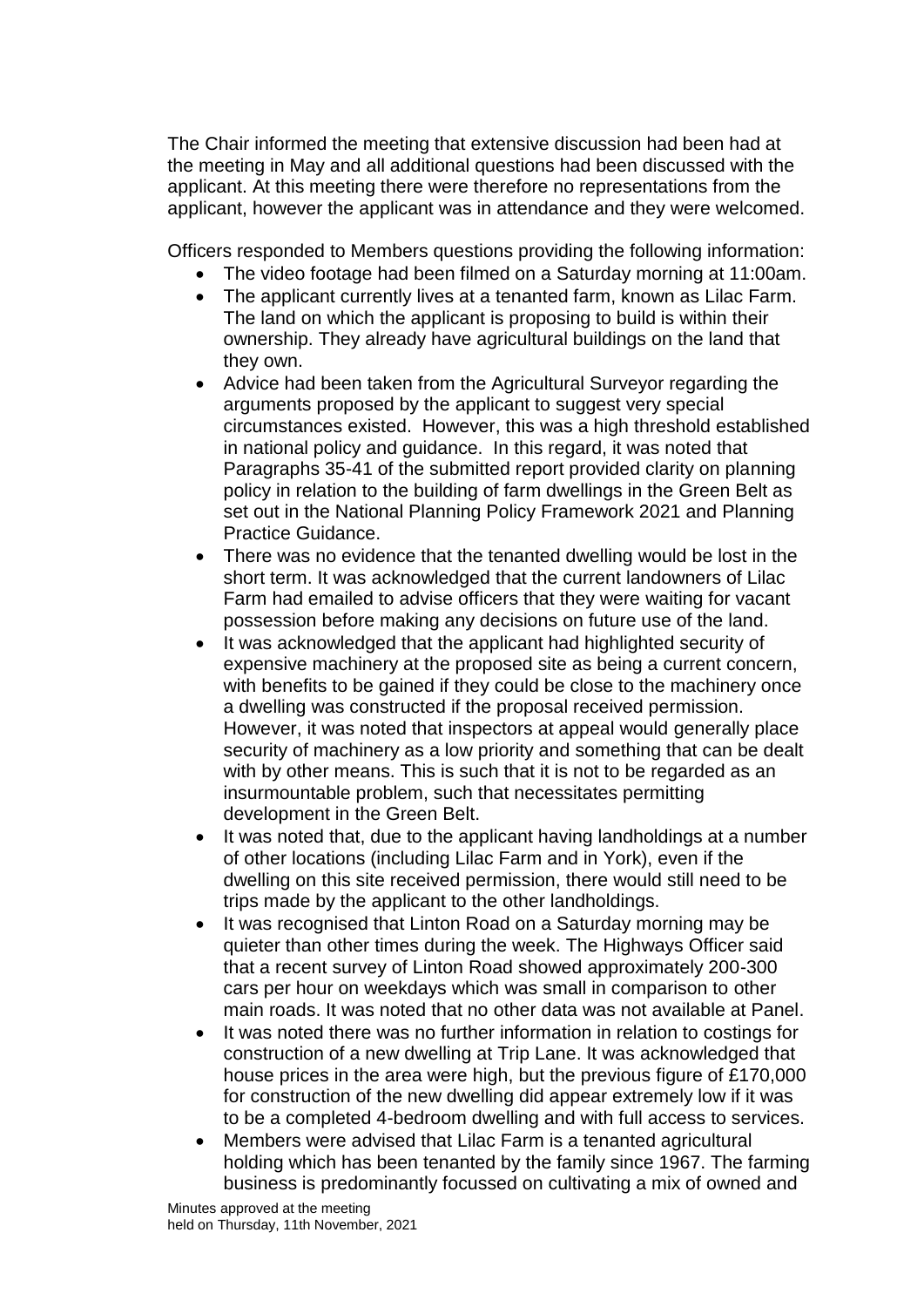The Chair informed the meeting that extensive discussion had been had at the meeting in May and all additional questions had been discussed with the applicant. At this meeting there were therefore no representations from the applicant, however the applicant was in attendance and they were welcomed.

Officers responded to Members questions providing the following information:

- The video footage had been filmed on a Saturday morning at 11:00am.
- The applicant currently lives at a tenanted farm, known as Lilac Farm. The land on which the applicant is proposing to build is within their ownership. They already have agricultural buildings on the land that they own.
- Advice had been taken from the Agricultural Surveyor regarding the arguments proposed by the applicant to suggest very special circumstances existed. However, this was a high threshold established in national policy and guidance. In this regard, it was noted that Paragraphs 35-41 of the submitted report provided clarity on planning policy in relation to the building of farm dwellings in the Green Belt as set out in the National Planning Policy Framework 2021 and Planning Practice Guidance.
- There was no evidence that the tenanted dwelling would be lost in the short term. It was acknowledged that the current landowners of Lilac Farm had emailed to advise officers that they were waiting for vacant possession before making any decisions on future use of the land.
- It was acknowledged that the applicant had highlighted security of expensive machinery at the proposed site as being a current concern, with benefits to be gained if they could be close to the machinery once a dwelling was constructed if the proposal received permission. However, it was noted that inspectors at appeal would generally place security of machinery as a low priority and something that can be dealt with by other means. This is such that it is not to be regarded as an insurmountable problem, such that necessitates permitting development in the Green Belt.
- It was noted that, due to the applicant having landholdings at a number of other locations (including Lilac Farm and in York), even if the dwelling on this site received permission, there would still need to be trips made by the applicant to the other landholdings.
- It was recognised that Linton Road on a Saturday morning may be quieter than other times during the week. The Highways Officer said that a recent survey of Linton Road showed approximately 200-300 cars per hour on weekdays which was small in comparison to other main roads. It was noted that no other data was not available at Panel.
- It was noted there was no further information in relation to costings for construction of a new dwelling at Trip Lane. It was acknowledged that house prices in the area were high, but the previous figure of £170,000 for construction of the new dwelling did appear extremely low if it was to be a completed 4-bedroom dwelling and with full access to services.
- Members were advised that Lilac Farm is a tenanted agricultural holding which has been tenanted by the family since 1967. The farming business is predominantly focussed on cultivating a mix of owned and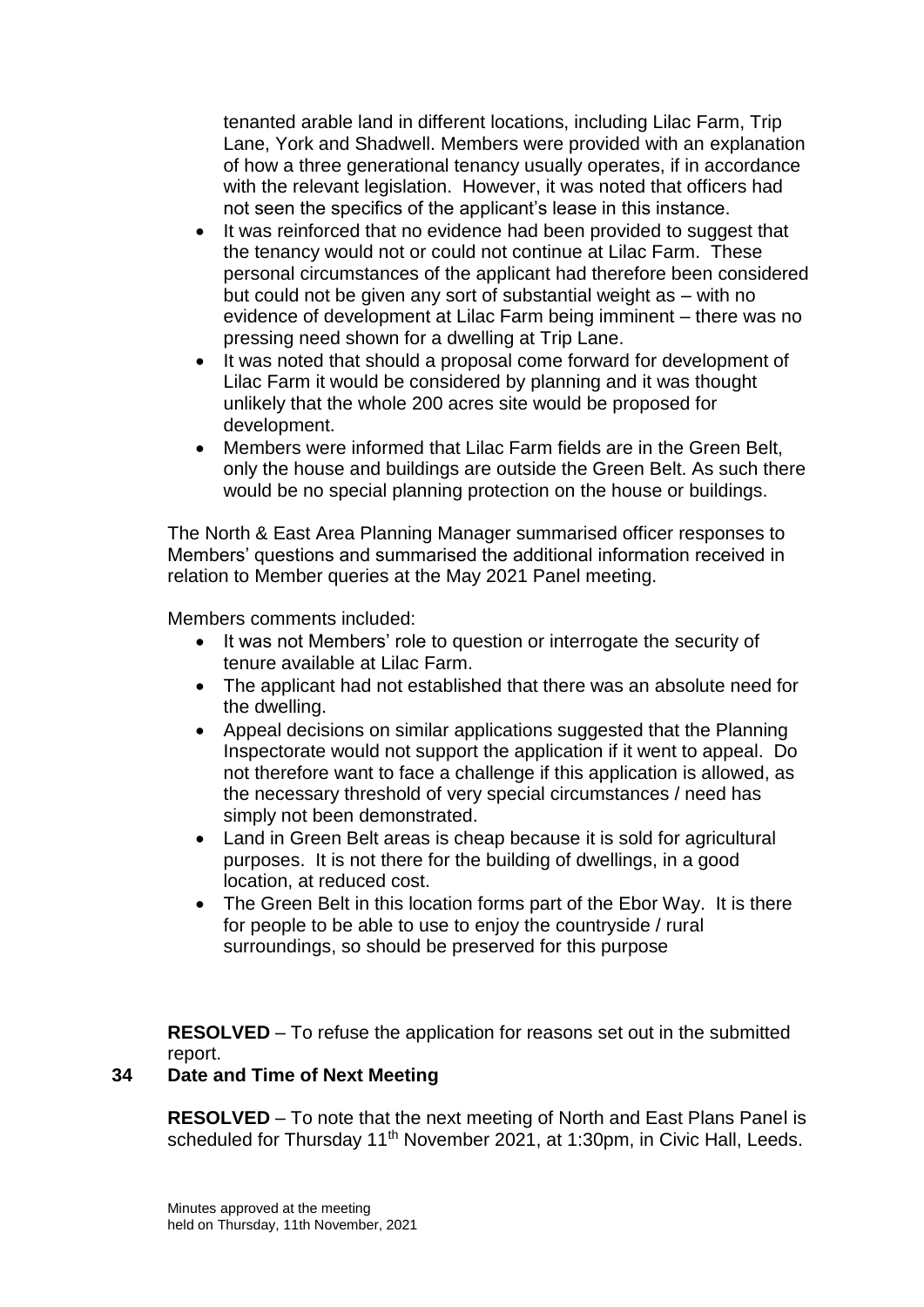tenanted arable land in different locations, including Lilac Farm, Trip Lane, York and Shadwell. Members were provided with an explanation of how a three generational tenancy usually operates, if in accordance with the relevant legislation. However, it was noted that officers had not seen the specifics of the applicant's lease in this instance.

- It was reinforced that no evidence had been provided to suggest that the tenancy would not or could not continue at Lilac Farm. These personal circumstances of the applicant had therefore been considered but could not be given any sort of substantial weight as – with no evidence of development at Lilac Farm being imminent – there was no pressing need shown for a dwelling at Trip Lane.
- It was noted that should a proposal come forward for development of Lilac Farm it would be considered by planning and it was thought unlikely that the whole 200 acres site would be proposed for development.
- Members were informed that Lilac Farm fields are in the Green Belt, only the house and buildings are outside the Green Belt. As such there would be no special planning protection on the house or buildings.

The North & East Area Planning Manager summarised officer responses to Members' questions and summarised the additional information received in relation to Member queries at the May 2021 Panel meeting.

Members comments included:

- It was not Members' role to question or interrogate the security of tenure available at Lilac Farm.
- The applicant had not established that there was an absolute need for the dwelling.
- Appeal decisions on similar applications suggested that the Planning Inspectorate would not support the application if it went to appeal. Do not therefore want to face a challenge if this application is allowed, as the necessary threshold of very special circumstances / need has simply not been demonstrated.
- Land in Green Belt areas is cheap because it is sold for agricultural purposes. It is not there for the building of dwellings, in a good location, at reduced cost.
- The Green Belt in this location forms part of the Ebor Way. It is there for people to be able to use to enjoy the countryside / rural surroundings, so should be preserved for this purpose

**RESOLVED** – To refuse the application for reasons set out in the submitted report.

## 34 Date and Time of Next Meeting

**RESOLVED** – To note that the next meeting of North and East Plans Panel is scheduled for Thursday 11th November 2021, at 1:30pm, in Civic Hall, Leeds.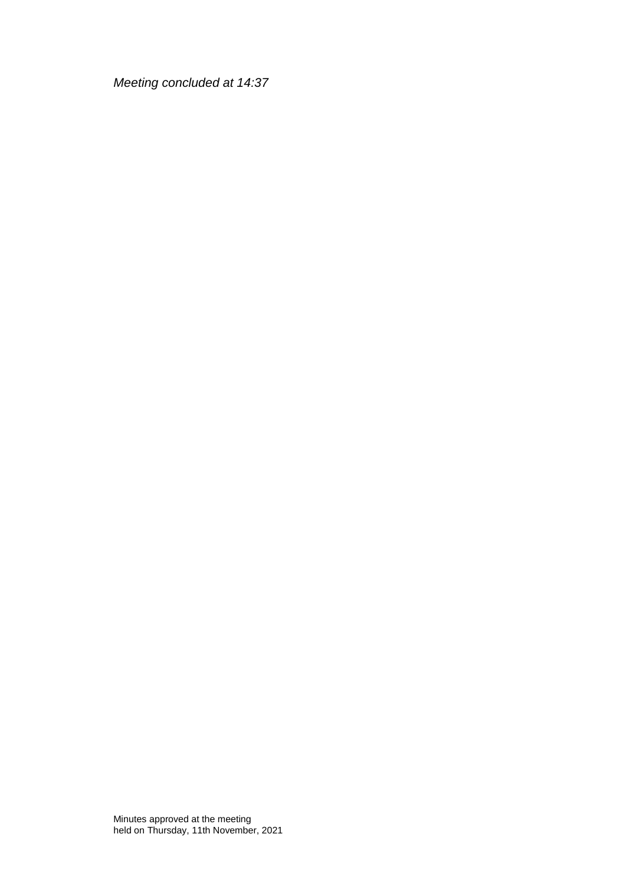*Meeting concluded at 14:37*

Minutes approved at the meeting
held on Thursday, 11th November, 2021